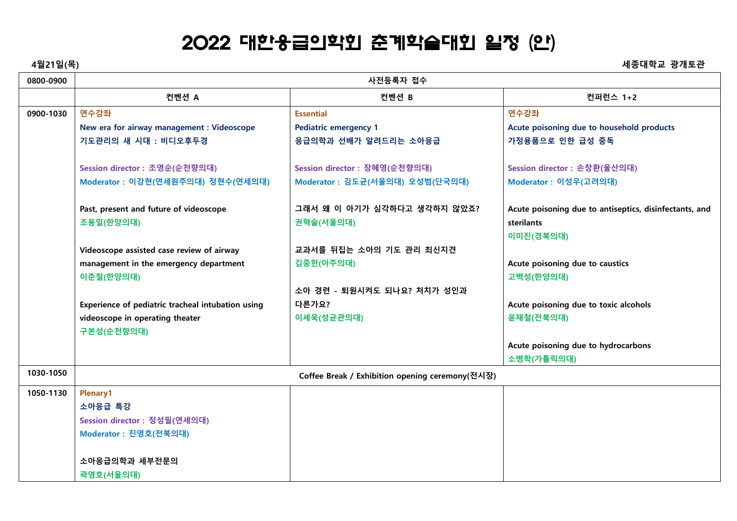# 2022 대한응급의학회 춘계학술대회 일정 (안)

**4월21일(목)** 세종대학교 광개토관

| | 컨벤션 A | 컨벤션 B | 컨퍼런스 1+2 |
|---|---|---|---|
| 0800-0900 | 사전등록자 접수 | | |
| 0900-1030 | 연수강좌<br>New era for airway management : Videoscope<br>기도관리의 새 시대 : 비디오후두경<br><br>Session director : 조영순(순천향의대)<br>Moderator : 이강현(연세원주의대) 정현수(연세의대)<br><br>Past, present and future of videoscope<br>조용일(한양의대)<br><br>Videoscope assisted case review of airway management in the emergency department<br>이준철(한양의대)<br><br>Experience of pediatric tracheal intubation using videoscope in operating theater<br>구본성(순천향의대) | Essential<br>Pediatric emergency 1<br>응급의학과 선배가 알려드리는 소아응급<br><br>Session director : 장혜영(순천향의대)<br>Moderator : 김도균(서울의대) 오성범(단국의대)<br><br>그래서 왜 이 아기가 심각하다고 생각하지 않았죠?<br>권혁술(서울의대)<br><br>교과서를 뒤집는 소아의 기도 관리 최신지견<br>김중헌(아주의대)<br><br>소아 경련 - 퇴원시켜도 되나요? 처치가 성인과 다른가요?<br>이세욱(성균관의대) | 연수강좌<br>Acute poisoning due to household products<br>가정용품으로 인한 급성 중독<br><br>Session director : 손창환(울산의대)<br>Moderator : 이성우(고려의대)<br><br>Acute poisoning due to antiseptics, disinfectants, and sterilants<br>이미진(경북의대)<br><br>Acute poisoning due to caustics<br>고벽성(한양의대)<br><br>Acute poisoning due to toxic alcohols<br>윤재철(전북의대)<br><br>Acute poisoning due to hydrocarbons<br>소병학(가톨릭의대) |
| 1030-1050 | Coffee Break / Exhibition opening ceremony(전시장) | | |
| 1050-1130 | Plenary1<br>소아응급 특강<br>Session director : 정성필(연세의대)<br>Moderator : 진영호(전북의대)<br><br>소아응급의학과 세부전문의<br>곽영호(서울의대) | | |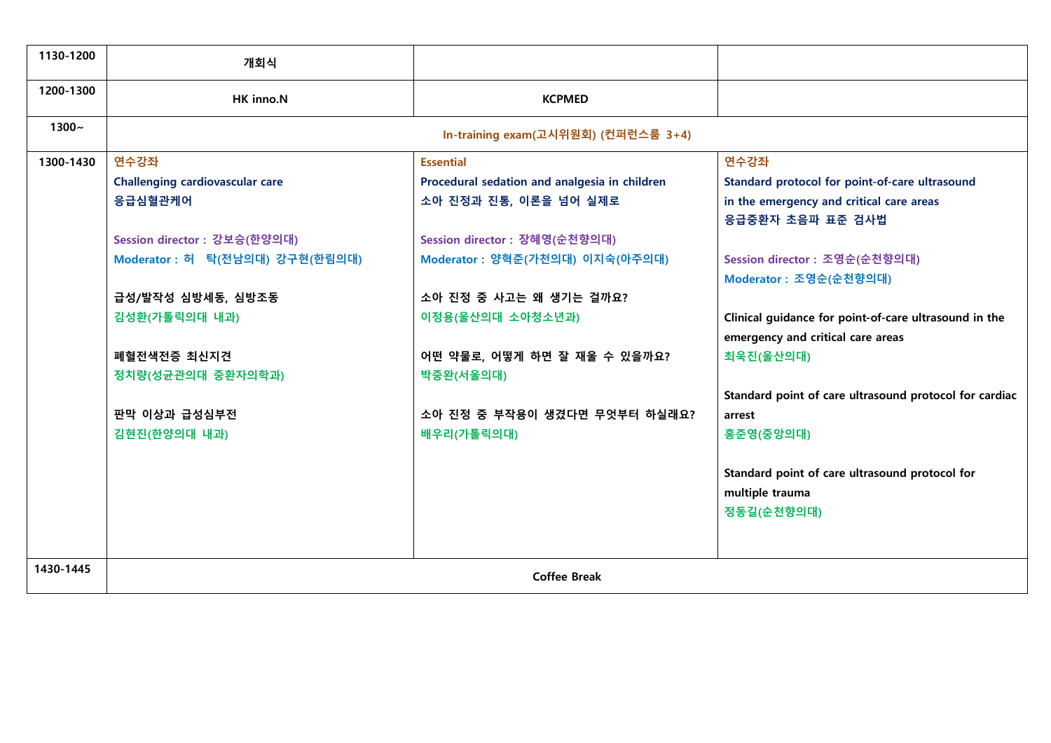| | | | |
|---|---|---|---|
| 1130-1200 | 개회식 | | |
| 1200-1300 | HK inno.N | KCPMED | |
| 1300~ | In-training exam(고시위원회) (컨퍼런스룸 3+4) | | |
| 1300-1430 | 연수강좌<br>Challenging cardiovascular care<br>응급심혈관케어<br><br>Session director : 강보승(한양의대)<br>Moderator : 허 탁(전남의대) 강구현(한림의대)<br><br>급성/발작성 심방세동, 심방조동<br>김성환(가톨릭의대 내과)<br><br>폐혈전색전증 최신지견<br>정치량(성균관의대 중환자의학과)<br><br>판막 이상과 급성심부전<br>김현진(한양의대 내과) | Essential<br>Procedural sedation and analgesia in children<br>소아 진정과 진통, 이론을 넘어 실제로<br><br>Session director : 장혜영(순천향의대)<br>Moderator : 양혁준(가천의대) 이지숙(아주의대)<br><br>소아 진정 중 사고는 왜 생기는 걸까요?<br>이정용(울산의대 소아청소년과)<br><br>어떤 약물로, 어떻게 하면 잘 재울 수 있을까요?<br>박중완(서울의대)<br><br>소아 진정 중 부작용이 생겼다면 무엇부터 하실래요?<br>배우리(가톨릭의대) | 연수강좌<br>Standard protocol for point-of-care ultrasound in the emergency and critical care areas<br>응급중환자 초음파 표준 검사법<br><br>Session director : 조영순(순천향의대)<br>Moderator : 조영순(순천향의대)<br><br>Clinical guidance for point-of-care ultrasound in the emergency and critical care areas<br>최욱진(울산의대)<br><br>Standard point of care ultrasound protocol for cardiac arrest<br>홍준영(중앙의대)<br><br>Standard point of care ultrasound protocol for multiple trauma<br>정동길(순천향의대) |
| 1430-1445 | Coffee Break | | |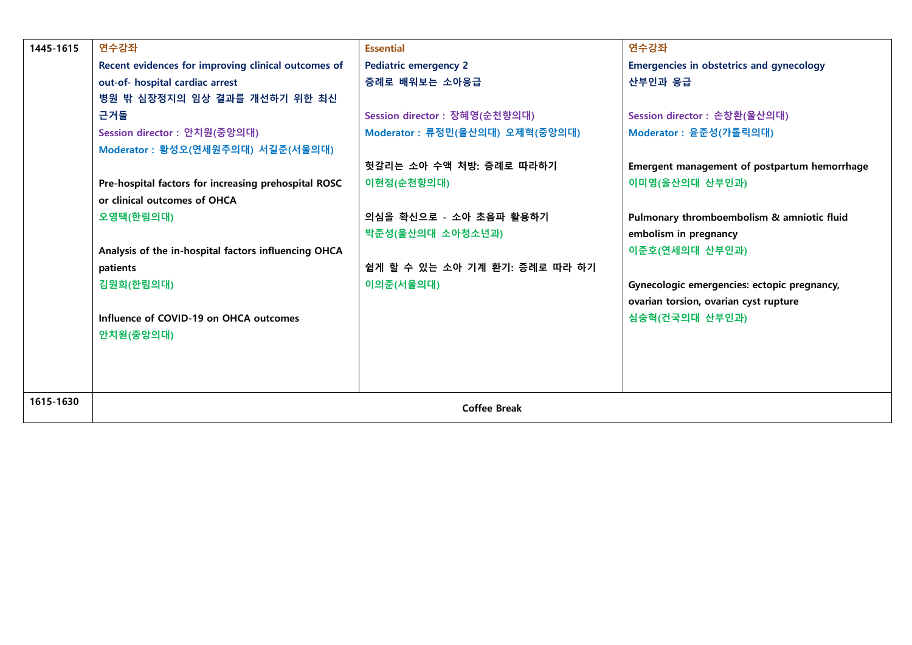| 1445-1615 | 연수강좌<br>Recent evidences for improving clinical outcomes of out-of- hospital cardiac arrest<br>병원 밖 심장정지의 임상 결과를 개선하기 위한 최신 근거들<br>Session director : 안치원(중앙의대)<br>Moderator : 황성오(연세원주의대) 서길준(서울의대)<br><br>Pre-hospital factors for increasing prehospital ROSC or clinical outcomes of OHCA<br>오영택(한림의대)<br><br>Analysis of the in-hospital factors influencing OHCA patients<br>김원희(한림의대)<br><br>Influence of COVID-19 on OHCA outcomes<br>안치원(중앙의대) | Essential<br>Pediatric emergency 2<br>증례로 배워보는 소아응급<br><br>Session director : 장혜영(순천향의대)<br>Moderator : 류정민(울산의대) 오제혁(중앙의대)<br><br>헛갈리는 소아 수액 처방: 증례로 따라하기<br>이현정(순천향의대)<br><br>의심을 확신으로 - 소아 초음파 활용하기<br>박준성(울산의대 소아청소년과)<br><br>쉽게 할 수 있는 소아 기계 환기: 증례로 따라 하기<br>이의준(서울의대) | 연수강좌<br>Emergencies in obstetrics and gynecology<br>산부인과 응급<br><br>Session director : 손창환(울산의대)<br>Moderator : 윤준성(가톨릭의대)<br><br>Emergent management of postpartum hemorrhage<br>이미영(울산의대 산부인과)<br><br>Pulmonary thromboembolism & amniotic fluid embolism in pregnancy<br>이준호(연세의대 산부인과)<br><br>Gynecologic emergencies: ectopic pregnancy, ovarian torsion, ovarian cyst rupture<br>심승혁(건국의대 산부인과) |
|---|---|---|---|
| 1615-1630 | Coffee Break | | |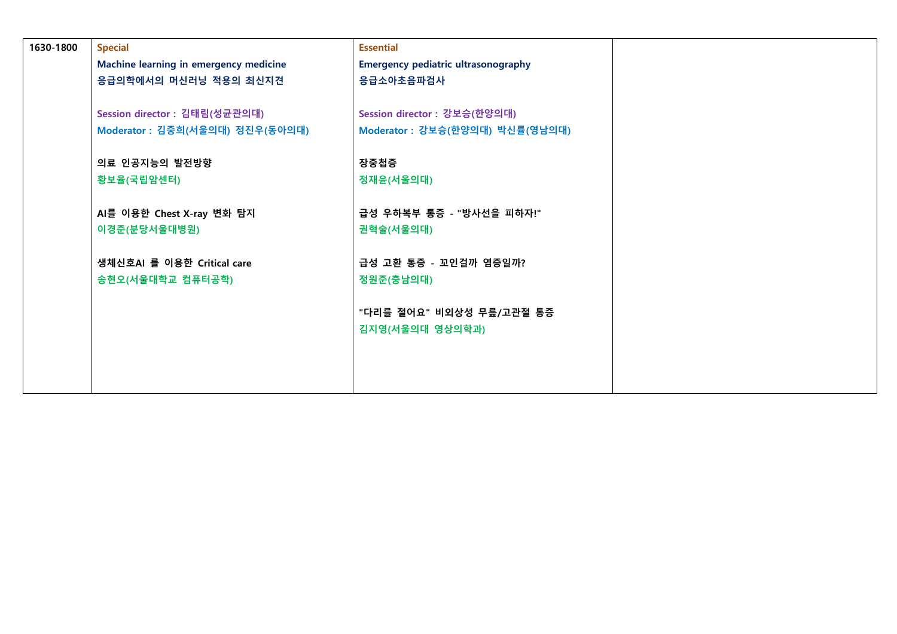| 1630-1800 | **Special**<br>**Machine learning in emergency medicine**<br>**응급의학에서의 머신러닝 적용의 최신지견**<br><br>**Session director : 김태림(성균관의대)**<br>**Moderator : 김중희(서울의대) 정진우(동아의대)**<br><br>**의료 인공지능의 발전방향**<br>**황보율(국립암센터)**<br><br>**AI를 이용한 Chest X-ray 변화 탐지**<br>**이경준(분당서울대병원)**<br><br>**생체신호AI 를 이용한 Critical care**<br>**송현오(서울대학교 컴퓨터공학)** | **Essential**<br>**Emergency pediatric ultrasonography**<br>**응급소아초음파검사**<br><br>**Session director : 강보승(한양의대)**<br>**Moderator : 강보승(한양의대) 박신률(영남의대)**<br><br>**장중첩증**<br>**정재윤(서울의대)**<br><br>**급성 우하복부 통증 - "방사선을 피하자!"**<br>**권혁술(서울의대)**<br><br>**급성 고환 통증 - 꼬인걸까 염증일까?**<br>**정원준(충남의대)**<br><br>**"다리를 절어요" 비외상성 무릎/고관절 통증**<br>**김지영(서울의대 영상의학과)** | |
|---|---|---|---|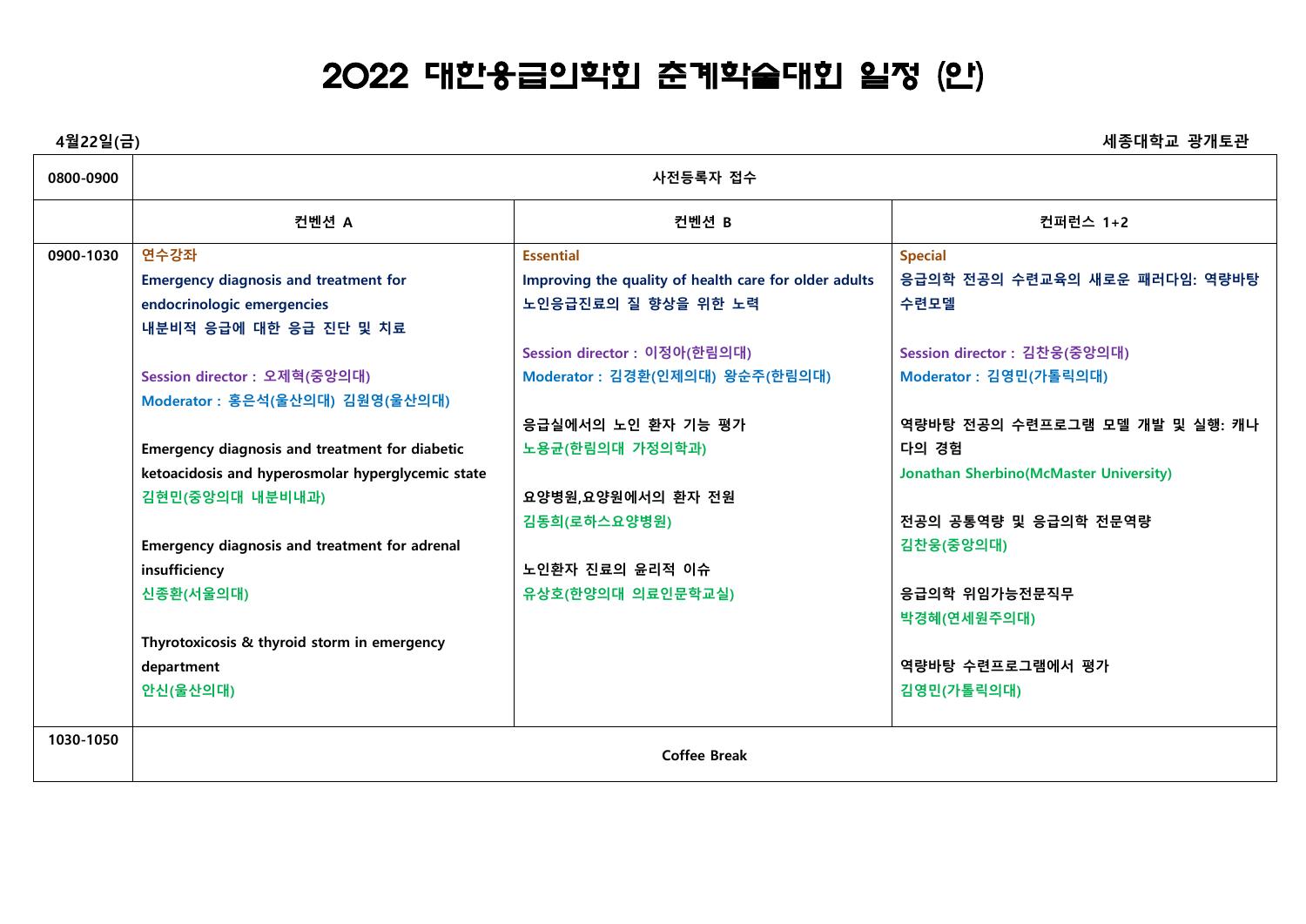# 2022 대한응급의학회 춘계학술대회 일정 (안)

**4월22일(금)** 세종대학교 광개토관

| | | | |
|---|---|---|---|
| **0800-0900** | **사전등록자 접수** | | |
| | **컨벤션 A** | **컨벤션 B** | **컨퍼런스 1+2** |
| **0900-1030** | **연수강좌**<br>**Emergency diagnosis and treatment for endocrinologic emergencies**<br>**내분비적 응급에 대한 응급 진단 및 치료**<br><br>Session director : 오제혁(중앙의대)<br>Moderator : 홍은석(울산의대) 김원영(울산의대)<br><br>Emergency diagnosis and treatment for diabetic ketoacidosis and hyperosmolar hyperglycemic state<br>김현민(중앙의대 내분비내과)<br><br>Emergency diagnosis and treatment for adrenal insufficiency<br>신종환(서울의대)<br><br>Thyrotoxicosis & thyroid storm in emergency department<br>안신(울산의대) | **Essential**<br>**Improving the quality of health care for older adults**<br>**노인응급진료의 질 향상을 위한 노력**<br><br>Session director : 이정아(한림의대)<br>Moderator : 김경환(인제의대) 왕순주(한림의대)<br><br>응급실에서의 노인 환자 기능 평가<br>노용균(한림의대 가정의학과)<br><br>요양병원,요양원에서의 환자 전원<br>김동희(로하스요양병원)<br><br>노인환자 진료의 윤리적 이슈<br>유상호(한양의대 의료인문학교실) | **Special**<br>**응급의학 전공의 수련교육의 새로운 패러다임: 역량바탕 수련모델**<br><br>Session director : 김찬웅(중앙의대)<br>Moderator : 김영민(가톨릭의대)<br><br>역량바탕 전공의 수련프로그램 모델 개발 및 실행: 캐나다의 경험<br>Jonathan Sherbino(McMaster University)<br><br>전공의 공통역량 및 응급의학 전문역량<br>김찬웅(중앙의대)<br><br>응급의학 위임가능전문직무<br>박경혜(연세원주의대)<br><br>역량바탕 수련프로그램에서 평가<br>김영민(가톨릭의대) |
| **1030-1050** | **Coffee Break** | | |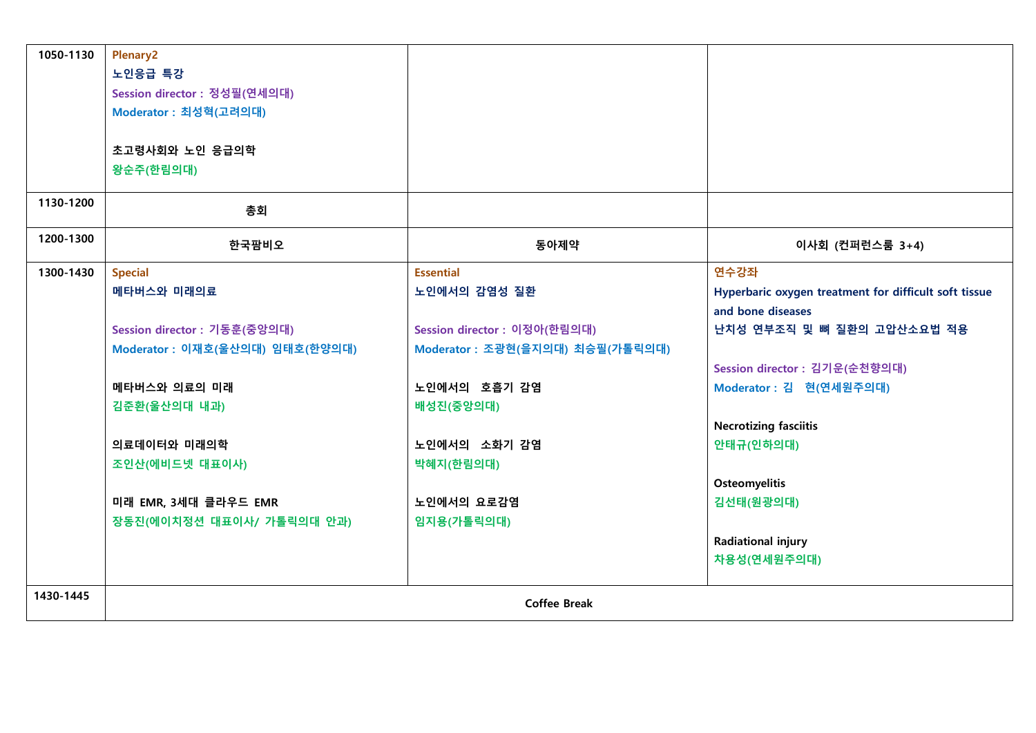| | | | |
|---|---|---|---|
| 1050-1130 | Plenary2<br>노인응급 특강<br>Session director : 정성필(연세의대)<br>Moderator : 최성혁(고려의대)<br><br>초고령사회와 노인 응급의학<br>왕순주(한림의대) | | |
| 1130-1200 | 총회 | | |
| 1200-1300 | 한국팜비오 | 동아제약 | 이사회 (컨퍼런스룸 3+4) |
| 1300-1430 | Special<br>메타버스와 미래의료<br><br>Session director : 기동훈(중앙의대)<br>Moderator : 이재호(울산의대) 임태호(한양의대)<br><br>메타버스와 의료의 미래<br>김준환(울산의대 내과)<br><br>의료데이터와 미래의학<br>조인산(에비드넷 대표이사)<br><br>미래 EMR, 3세대 클라우드 EMR<br>장동진(에이치정션 대표이사/ 가톨릭의대 안과) | Essential<br>노인에서의 감염성 질환<br><br>Session director : 이정아(한림의대)<br>Moderator : 조광현(을지의대) 최승필(가톨릭의대)<br><br>노인에서의 호흡기 감염<br>배성진(중앙의대)<br><br>노인에서의 소화기 감염<br>박혜지(한림의대)<br><br>노인에서의 요로감염<br>임지용(가톨릭의대) | 연수강좌<br>Hyperbaric oxygen treatment for difficult soft tissue and bone diseases<br>난치성 연부조직 및 뼈 질환의 고압산소요법 적용<br><br>Session director : 김기운(순천향의대)<br>Moderator : 김 현(연세원주의대)<br><br>Necrotizing fasciitis<br>안태규(인하의대)<br><br>Osteomyelitis<br>김선태(원광의대)<br><br>Radiational injury<br>차용성(연세원주의대) |
| 1430-1445 | Coffee Break | | |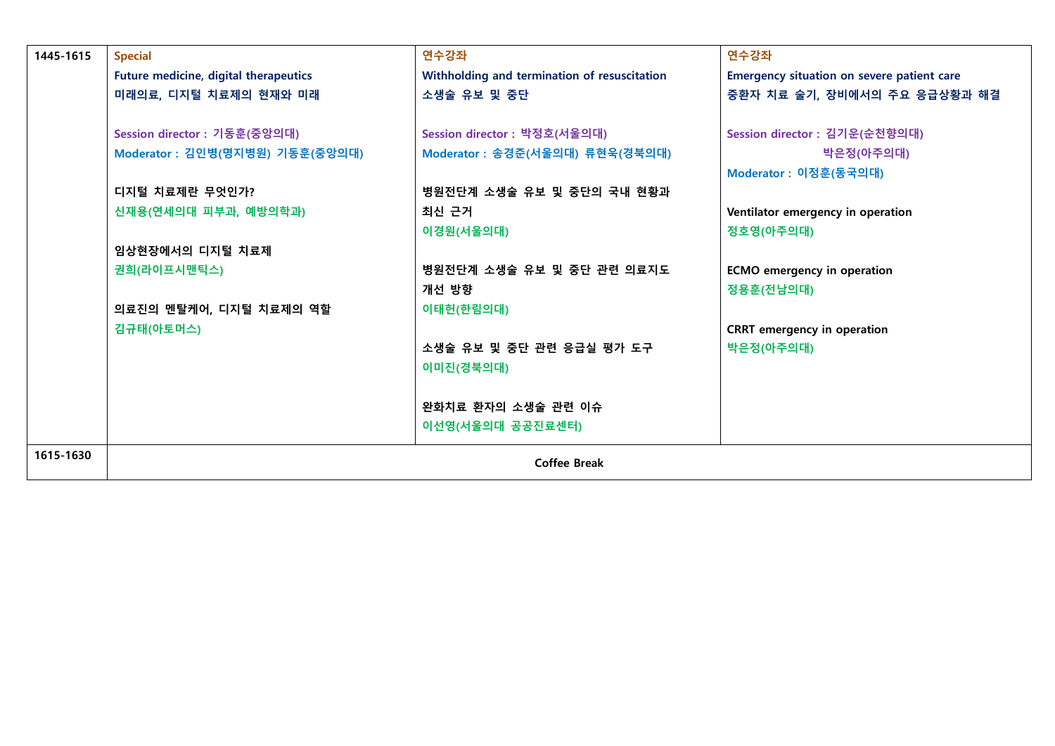| 1445-1615 | Special<br>Future medicine, digital therapeutics<br>미래의료, 디지털 치료제의 현재와 미래<br><br>Session director : 기동훈(중앙의대)<br>Moderator : 김인병(명지병원) 기동훈(중앙의대)<br><br>디지털 치료제란 무엇인가?<br>신재용(연세의대 피부과, 예방의학과)<br><br>임상현장에서의 디지털 치료제<br>권희(라이프시맨틱스)<br><br>의료진의 멘탈케어, 디지털 치료제의 역할<br>김규태(아토머스) | 연수강좌<br>Withholding and termination of resuscitation<br>소생술 유보 및 중단<br><br>Session director : 박정호(서울의대)<br>Moderator : 송경준(서울의대) 류현욱(경북의대)<br><br>병원전단계 소생술 유보 및 중단의 국내 현황과 최신 근거<br>이경원(서울의대)<br><br>병원전단계 소생술 유보 및 중단 관련 의료지도 개선 방향<br>이태헌(한림의대)<br><br>소생술 유보 및 중단 관련 응급실 평가 도구<br>이미진(경북의대)<br><br>완화치료 환자의 소생술 관련 이슈<br>이선영(서울의대 공공진료센터) | 연수강좌<br>Emergency situation on severe patient care<br>중환자 치료 술기, 장비에서의 주요 응급상황과 해결<br><br>Session director : 김기운(순천향의대)<br>박은정(아주의대)<br>Moderator : 이정훈(동국의대)<br><br>Ventilator emergency in operation<br>정호영(아주의대)<br><br>ECMO emergency in operation<br>정용훈(전남의대)<br><br>CRRT emergency in operation<br>박은정(아주의대) |
|---|---|---|---|
| 1615-1630 | Coffee Break | | |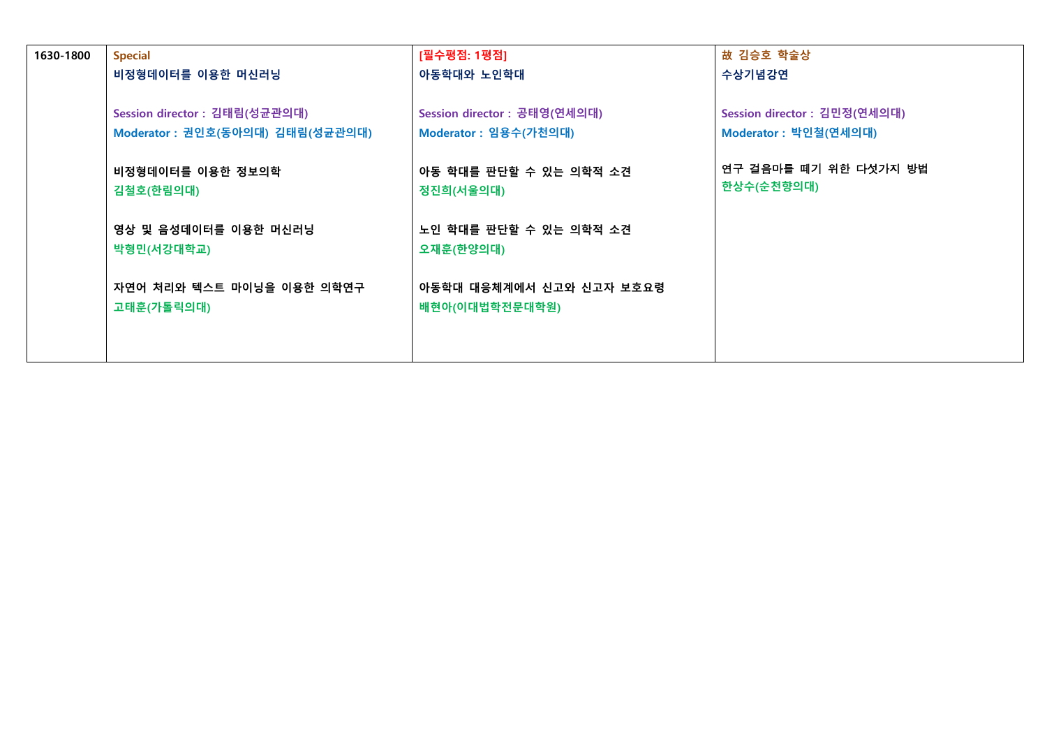| | | | |
|---|---|---|---|
| 1630-1800 | Special<br>비정형데이터를 이용한 머신러닝<br><br>Session director : 김태림(성균관의대)<br>Moderator : 권인호(동아의대) 김태림(성균관의대)<br><br>비정형데이터를 이용한 정보의학<br>김철호(한림의대)<br><br>영상 및 음성데이터를 이용한 머신러닝<br>박형민(서강대학교)<br><br>자연어 처리와 텍스트 마이닝을 이용한 의학연구<br>고태훈(가톨릭의대) | [필수평점: 1평점]<br>아동학대와 노인학대<br><br>Session director : 공태영(연세의대)<br>Moderator : 임용수(가천의대)<br><br>아동 학대를 판단할 수 있는 의학적 소견<br>정진희(서울의대)<br><br>노인 학대를 판단할 수 있는 의학적 소견<br>오재훈(한양의대)<br><br>아동학대 대응체계에서 신고와 신고자 보호요령<br>배현아(이대법학전문대학원) | 故 김승호 학술상<br>수상기념강연<br><br>Session director : 김민정(연세의대)<br>Moderator : 박인철(연세의대)<br><br>연구 걸음마를 떼기 위한 다섯가지 방법<br>한상수(순천향의대) |